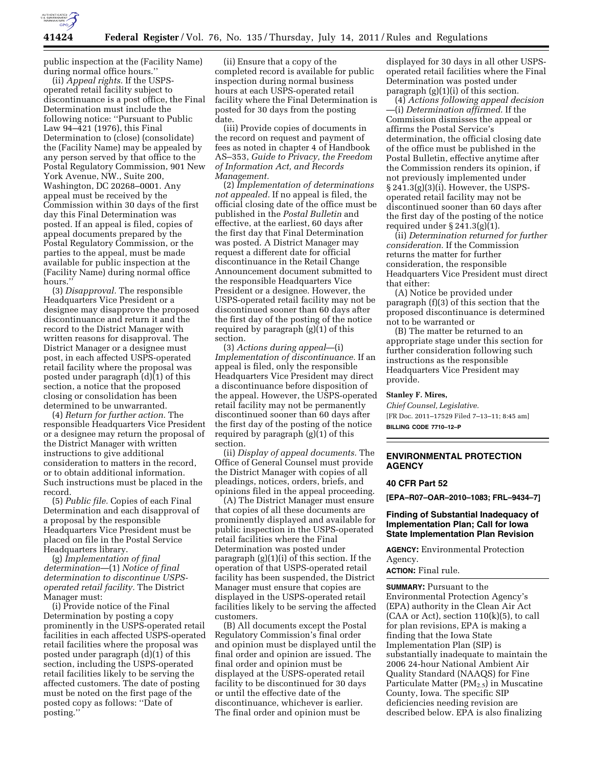public inspection at the (Facility Name) during normal office hours.''

(ii) *Appeal rights.* If the USPS-operated retail facility subject to discontinuance is a post office, the Final Determination must include the following notice: ''Pursuant to Public Law 94–421 (1976), this Final Determination to (close) (consolidate) the (Facility Name) may be appealed by any person served by that office to the Postal Regulatory Commission, 901 New York Avenue, NW., Suite 200, Washington, DC 20268–0001. Any appeal must be received by the Commission within 30 days of the first day this Final Determination was posted. If an appeal is filed, copies of appeal documents prepared by the Postal Regulatory Commission, or the parties to the appeal, must be made available for public inspection at the (Facility Name) during normal office hours.''

(3) *Disapproval.* The responsible Headquarters Vice President or a designee may disapprove the proposed discontinuance and return it and the record to the District Manager with written reasons for disapproval. The District Manager or a designee must post, in each affected USPS-operated retail facility where the proposal was posted under paragraph (d)(1) of this section, a notice that the proposed closing or consolidation has been determined to be unwarranted.

(4) *Return for further action.* The responsible Headquarters Vice President or a designee may return the proposal of the District Manager with written instructions to give additional consideration to matters in the record, or to obtain additional information. Such instructions must be placed in the record.

(5) *Public file.* Copies of each Final Determination and each disapproval of a proposal by the responsible Headquarters Vice President must be placed on file in the Postal Service Headquarters library.

(g) *Implementation of final determination*—(1) *Notice of final determination to discontinue USPS-operated retail facility.* The District Manager must:

(i) Provide notice of the Final Determination by posting a copy prominently in the USPS-operated retail facilities in each affected USPS-operated retail facilities where the proposal was posted under paragraph (d)(1) of this section, including the USPS-operated retail facilities likely to be serving the affected customers. The date of posting must be noted on the first page of the posted copy as follows: ''Date of posting.''

(ii) Ensure that a copy of the completed record is available for public inspection during normal business hours at each USPS-operated retail facility where the Final Determination is posted for 30 days from the posting date.

(iii) Provide copies of documents in the record on request and payment of fees as noted in chapter 4 of Handbook AS–353, *Guide to Privacy, the Freedom of Information Act, and Records Management.*

(2) *Implementation of determinations not appealed.* If no appeal is filed, the official closing date of the office must be published in the *Postal Bulletin* and effective, at the earliest, 60 days after the first day that Final Determination was posted. A District Manager may request a different date for official discontinuance in the Retail Change Announcement document submitted to the responsible Headquarters Vice President or a designee. However, the USPS-operated retail facility may not be discontinued sooner than 60 days after the first day of the posting of the notice required by paragraph (g)(1) of this section.

(3) *Actions during appeal*—(i) *Implementation of discontinuance.* If an appeal is filed, only the responsible Headquarters Vice President may direct a discontinuance before disposition of the appeal. However, the USPS-operated retail facility may not be permanently discontinued sooner than 60 days after the first day of the posting of the notice required by paragraph (g)(1) of this section.

(ii) *Display of appeal documents.* The Office of General Counsel must provide the District Manager with copies of all pleadings, notices, orders, briefs, and opinions filed in the appeal proceeding.

(A) The District Manager must ensure that copies of all these documents are prominently displayed and available for public inspection in the USPS-operated retail facilities where the Final Determination was posted under paragraph (g)(1)(i) of this section. If the operation of that USPS-operated retail facility has been suspended, the District Manager must ensure that copies are displayed in the USPS-operated retail facilities likely to be serving the affected customers.

(B) All documents except the Postal Regulatory Commission's final order and opinion must be displayed until the final order and opinion are issued. The final order and opinion must be displayed at the USPS-operated retail facility to be discontinued for 30 days or until the effective date of the discontinuance, whichever is earlier. The final order and opinion must be displayed for 30 days in all other USPS-operated retail facilities where the Final Determination was posted under paragraph (g)(1)(i) of this section.

(4) *Actions following appeal decision*—(i) *Determination affirmed.* If the Commission dismisses the appeal or affirms the Postal Service's determination, the official closing date of the office must be published in the Postal Bulletin, effective anytime after the Commission renders its opinion, if not previously implemented under § 241.3(g)(3)(i). However, the USPS-operated retail facility may not be discontinued sooner than 60 days after the first day of the posting of the notice required under § 241.3(g)(1).

(ii) *Determination returned for further consideration.* If the Commission returns the matter for further consideration, the responsible Headquarters Vice President must direct that either:

(A) Notice be provided under paragraph (f)(3) of this section that the proposed discontinuance is determined not to be warranted or

(B) The matter be returned to an appropriate stage under this section for further consideration following such instructions as the responsible Headquarters Vice President may provide.

**Stanley F. Mires,**

*Chief Counsel, Legislative.*

[FR Doc. 2011–17529 Filed 7–13–11; 8:45 am]

**BILLING CODE 7710–12–P**

## ENVIRONMENTAL PROTECTION AGENCY

### 40 CFR Part 52

**[EPA–R07–OAR–2010–1083; FRL–9434–7]**

### Finding of Substantial Inadequacy of Implementation Plan; Call for Iowa State Implementation Plan Revision

**AGENCY:** Environmental Protection Agency.

**ACTION:** Final rule.

**SUMMARY:** Pursuant to the Environmental Protection Agency's (EPA) authority in the Clean Air Act (CAA or Act), section 110(k)(5), to call for plan revisions, EPA is making a finding that the Iowa State Implementation Plan (SIP) is substantially inadequate to maintain the 2006 24-hour National Ambient Air Quality Standard (NAAQS) for Fine Particulate Matter ($PM_{2.5}$) in Muscatine County, Iowa. The specific SIP deficiencies needing revision are described below. EPA is also finalizing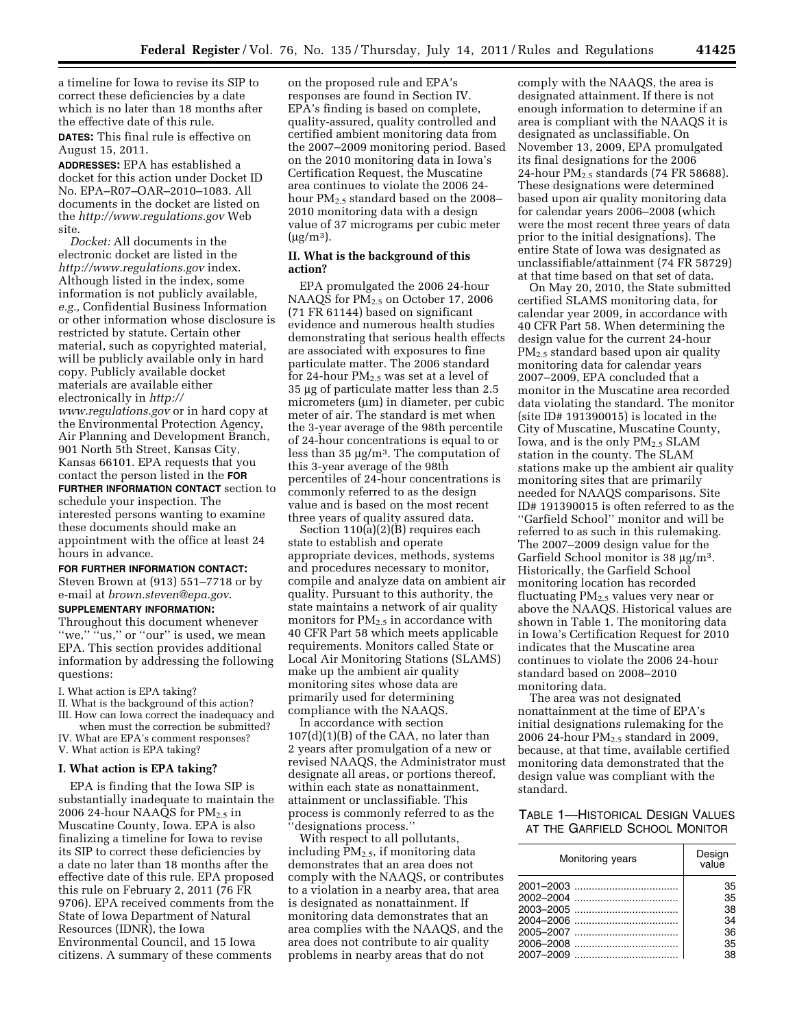a timeline for Iowa to revise its SIP to correct these deficiencies by a date which is no later than 18 months after the effective date of this rule.

**DATES:** This final rule is effective on August 15, 2011.

**ADDRESSES:** EPA has established a docket for this action under Docket ID No. EPA–R07–OAR–2010–1083. All documents in the docket are listed on the *http://www.regulations.gov* Web site.

*Docket:* All documents in the electronic docket are listed in the *http://www.regulations.gov* index. Although listed in the index, some information is not publicly available, *e.g.,* Confidential Business Information or other information whose disclosure is restricted by statute. Certain other material, such as copyrighted material, will be publicly available only in hard copy. Publicly available docket materials are available either electronically in *http://www.regulations.gov* or in hard copy at the Environmental Protection Agency, Air Planning and Development Branch, 901 North 5th Street, Kansas City, Kansas 66101. EPA requests that you contact the person listed in the **FOR FURTHER INFORMATION CONTACT** section to schedule your inspection. The interested persons wanting to examine these documents should make an appointment with the office at least 24 hours in advance.

**FOR FURTHER INFORMATION CONTACT:** Steven Brown at (913) 551–7718 or by e-mail at *brown.steven@epa.gov*.

**SUPPLEMENTARY INFORMATION:** Throughout this document whenever "we," "us," or "our" is used, we mean EPA. This section provides additional information by addressing the following questions:

I. What action is EPA taking?
II. What is the background of this action?
III. How can Iowa correct the inadequacy and when must the correction be submitted?
IV. What are EPA's comment responses?
V. What action is EPA taking?

## I. What action is EPA taking?

EPA is finding that the Iowa SIP is substantially inadequate to maintain the 2006 24-hour NAAQS for $PM_{2.5}$ in Muscatine County, Iowa. EPA is also finalizing a timeline for Iowa to revise its SIP to correct these deficiencies by a date no later than 18 months after the effective date of this rule. EPA proposed this rule on February 2, 2011 (76 FR 9706). EPA received comments from the State of Iowa Department of Natural Resources (IDNR), the Iowa Environmental Council, and 15 Iowa citizens. A summary of these comments on the proposed rule and EPA's responses are found in Section IV. EPA's finding is based on complete, quality-assured, quality controlled and certified ambient monitoring data from the 2007–2009 monitoring period. Based on the 2010 monitoring data in Iowa's Certification Request, the Muscatine area continues to violate the 2006 24-hour $PM_{2.5}$ standard based on the 2008–2010 monitoring data with a design value of 37 micrograms per cubic meter (μg/m$^3$).

## II. What is the background of this action?

EPA promulgated the 2006 24-hour NAAQS for $PM_{2.5}$ on October 17, 2006 (71 FR 61144) based on significant evidence and numerous health studies demonstrating that serious health effects are associated with exposures to fine particulate matter. The 2006 standard for 24-hour $PM_{2.5}$ was set at a level of 35 μg of particulate matter less than 2.5 micrometers (μm) in diameter, per cubic meter of air. The standard is met when the 3-year average of the 98th percentile of 24-hour concentrations is equal to or less than 35 μg/m$^3$. The computation of this 3-year average of the 98th percentiles of 24-hour concentrations is commonly referred to as the design value and is based on the most recent three years of quality assured data.

Section 110(a)(2)(B) requires each state to establish and operate appropriate devices, methods, systems and procedures necessary to monitor, compile and analyze data on ambient air quality. Pursuant to this authority, the state maintains a network of air quality monitors for $PM_{2.5}$ in accordance with 40 CFR Part 58 which meets applicable requirements. Monitors called State or Local Air Monitoring Stations (SLAMS) make up the ambient air quality monitoring sites whose data are primarily used for determining compliance with the NAAQS.

In accordance with section 107(d)(1)(B) of the CAA, no later than 2 years after promulgation of a new or revised NAAQS, the Administrator must designate all areas, or portions thereof, within each state as nonattainment, attainment or unclassifiable. This process is commonly referred to as the "designations process."

With respect to all pollutants, including $PM_{2.5}$, if monitoring data demonstrates that an area does not comply with the NAAQS, or contributes to a violation in a nearby area, that area is designated as nonattainment. If monitoring data demonstrates that an area complies with the NAAQS, and the area does not contribute to air quality problems in nearby areas that do not comply with the NAAQS, the area is designated attainment. If there is not enough information to determine if an area is compliant with the NAAQS it is designated as unclassifiable. On November 13, 2009, EPA promulgated its final designations for the 2006 24-hour $PM_{2.5}$ standards (74 FR 58688). These designations were determined based upon air quality monitoring data for calendar years 2006–2008 (which were the most recent three years of data prior to the initial designations). The entire State of Iowa was designated as unclassifiable/attainment (74 FR 58729) at that time based on that set of data.

On May 20, 2010, the State submitted certified SLAMS monitoring data, for calendar year 2009, in accordance with 40 CFR Part 58. When determining the design value for the current 24-hour $PM_{2.5}$ standard based upon air quality monitoring data for calendar years 2007–2009, EPA concluded that a monitor in the Muscatine area recorded data violating the standard. The monitor (site ID# 191390015) is located in the City of Muscatine, Muscatine County, Iowa, and is the only $PM_{2.5}$ SLAM station in the county. The SLAM stations make up the ambient air quality monitoring sites that are primarily needed for NAAQS comparisons. Site ID# 191390015 is often referred to as the "Garfield School" monitor and will be referred to as such in this rulemaking. The 2007–2009 design value for the Garfield School monitor is 38 μg/m$^3$. Historically, the Garfield School monitoring location has recorded fluctuating $PM_{2.5}$ values very near or above the NAAQS. Historical values are shown in Table 1. The monitoring data in Iowa's Certification Request for 2010 indicates that the Muscatine area continues to violate the 2006 24-hour standard based on 2008–2010 monitoring data.

The area was not designated nonattainment at the time of EPA's initial designations rulemaking for the 2006 24-hour $PM_{2.5}$ standard in 2009, because, at that time, available certified monitoring data demonstrated that the design value was compliant with the standard.

TABLE 1—HISTORICAL DESIGN VALUES AT THE GARFIELD SCHOOL MONITOR

| Monitoring years | Design value |
|---|---|
| 2001–2003 | 35 |
| 2002–2004 | 35 |
| 2003–2005 | 38 |
| 2004–2006 | 34 |
| 2005–2007 | 36 |
| 2006–2008 | 35 |
| 2007–2009 | 38 |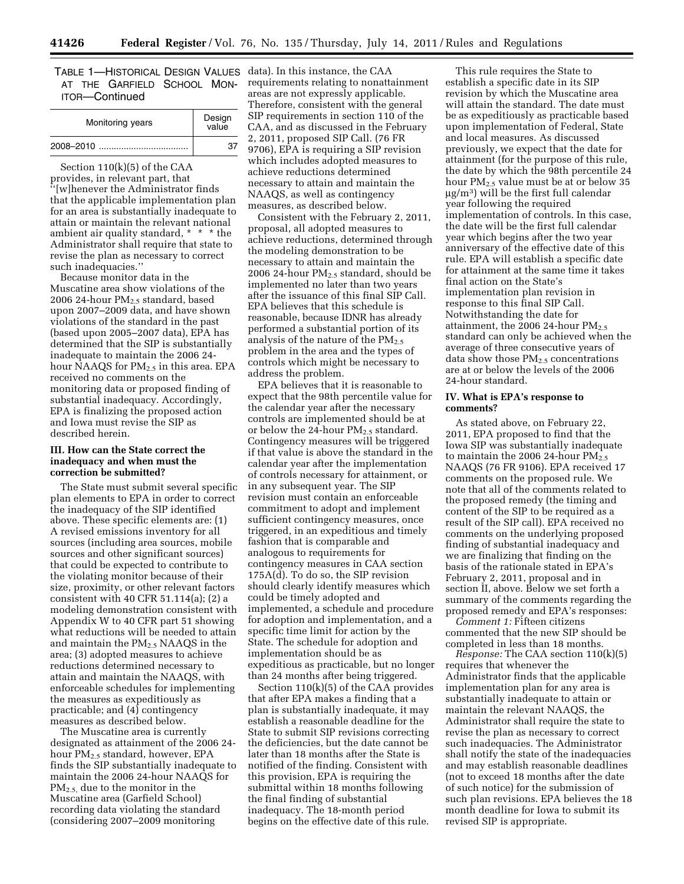TABLE 1—HISTORICAL DESIGN VALUES AT THE GARFIELD SCHOOL MONITOR—Continued

| Monitoring years | Design value |
| --- | --- |
| 2008–2010 | 37 |

Section 110(k)(5) of the CAA provides, in relevant part, that ''[w]henever the Administrator finds that the applicable implementation plan for an area is substantially inadequate to attain or maintain the relevant national ambient air quality standard, * * * the Administrator shall require that state to revise the plan as necessary to correct such inadequacies.''

Because monitor data in the Muscatine area show violations of the 2006 24-hour $PM_{2.5}$ standard, based upon 2007–2009 data, and have shown violations of the standard in the past (based upon 2005–2007 data), EPA has determined that the SIP is substantially inadequate to maintain the 2006 24-hour NAAQS for $PM_{2.5}$ in this area. EPA received no comments on the monitoring data or proposed finding of substantial inadequacy. Accordingly, EPA is finalizing the proposed action and Iowa must revise the SIP as described herein.

### III. How can the State correct the inadequacy and when must the correction be submitted?

The State must submit several specific plan elements to EPA in order to correct the inadequacy of the SIP identified above. These specific elements are: (1) A revised emissions inventory for all sources (including area sources, mobile sources and other significant sources) that could be expected to contribute to the violating monitor because of their size, proximity, or other relevant factors consistent with 40 CFR 51.114(a); (2) a modeling demonstration consistent with Appendix W to 40 CFR part 51 showing what reductions will be needed to attain and maintain the $PM_{2.5}$ NAAQS in the area; (3) adopted measures to achieve reductions determined necessary to attain and maintain the NAAQS, with enforceable schedules for implementing the measures as expeditiously as practicable; and (4) contingency measures as described below.

The Muscatine area is currently designated as attainment of the 2006 24-hour $PM_{2.5}$ standard, however, EPA finds the SIP substantially inadequate to maintain the 2006 24-hour NAAQS for $PM_{2.5}$, due to the monitor in the Muscatine area (Garfield School) recording data violating the standard (considering 2007–2009 monitoring data). In this instance, the CAA requirements relating to nonattainment areas are not expressly applicable. Therefore, consistent with the general SIP requirements in section 110 of the CAA, and as discussed in the February 2, 2011, proposed SIP Call. (76 FR 9706), EPA is requiring a SIP revision which includes adopted measures to achieve reductions determined necessary to attain and maintain the NAAQS, as well as contingency measures, as described below.

Consistent with the February 2, 2011, proposal, all adopted measures to achieve reductions, determined through the modeling demonstration to be necessary to attain and maintain the 2006 24-hour $PM_{2.5}$ standard, should be implemented no later than two years after the issuance of this final SIP Call. EPA believes that this schedule is reasonable, because IDNR has already performed a substantial portion of its analysis of the nature of the $PM_{2.5}$ problem in the area and the types of controls which might be necessary to address the problem.

EPA believes that it is reasonable to expect that the 98th percentile value for the calendar year after the necessary controls are implemented should be at or below the 24-hour $PM_{2.5}$ standard. Contingency measures will be triggered if that value is above the standard in the calendar year after the implementation of controls necessary for attainment, or in any subsequent year. The SIP revision must contain an enforceable commitment to adopt and implement sufficient contingency measures, once triggered, in an expeditious and timely fashion that is comparable and analogous to requirements for contingency measures in CAA section 175A(d). To do so, the SIP revision should clearly identify measures which could be timely adopted and implemented, a schedule and procedure for adoption and implementation, and a specific time limit for action by the State. The schedule for adoption and implementation should be as expeditious as practicable, but no longer than 24 months after being triggered.

Section 110(k)(5) of the CAA provides that after EPA makes a finding that a plan is substantially inadequate, it may establish a reasonable deadline for the State to submit SIP revisions correcting the deficiencies, but the date cannot be later than 18 months after the State is notified of the finding. Consistent with this provision, EPA is requiring the submittal within 18 months following the final finding of substantial inadequacy. The 18-month period begins on the effective date of this rule.

This rule requires the State to establish a specific date in its SIP revision by which the Muscatine area will attain the standard. The date must be as expeditiously as practicable based upon implementation of Federal, State and local measures. As discussed previously, we expect that the date for attainment (for the purpose of this rule, the date by which the 98th percentile 24 hour $PM_{2.5}$ value must be at or below 35 $\mu g/m^3$) will be the first full calendar year following the required implementation of controls. In this case, the date will be the first full calendar year which begins after the two year anniversary of the effective date of this rule. EPA will establish a specific date for attainment at the same time it takes final action on the State's implementation plan revision in response to this final SIP Call. Notwithstanding the date for attainment, the 2006 24-hour $PM_{2.5}$ standard can only be achieved when the average of three consecutive years of data show those $PM_{2.5}$ concentrations are at or below the levels of the 2006 24-hour standard.

### IV. What is EPA's response to comments?

As stated above, on February 22, 2011, EPA proposed to find that the Iowa SIP was substantially inadequate to maintain the 2006 24-hour $PM_{2.5}$ NAAQS (76 FR 9106). EPA received 17 comments on the proposed rule. We note that all of the comments related to the proposed remedy (the timing and content of the SIP to be required as a result of the SIP call). EPA received no comments on the underlying proposed finding of substantial inadequacy and we are finalizing that finding on the basis of the rationale stated in EPA's February 2, 2011, proposal and in section II, above. Below we set forth a summary of the comments regarding the proposed remedy and EPA's responses:

*Comment 1:* Fifteen citizens commented that the new SIP should be completed in less than 18 months.

*Response:* The CAA section 110(k)(5) requires that whenever the Administrator finds that the applicable implementation plan for any area is substantially inadequate to attain or maintain the relevant NAAQS, the Administrator shall require the state to revise the plan as necessary to correct such inadequacies. The Administrator shall notify the state of the inadequacies and may establish reasonable deadlines (not to exceed 18 months after the date of such notice) for the submission of such plan revisions. EPA believes the 18 month deadline for Iowa to submit its revised SIP is appropriate.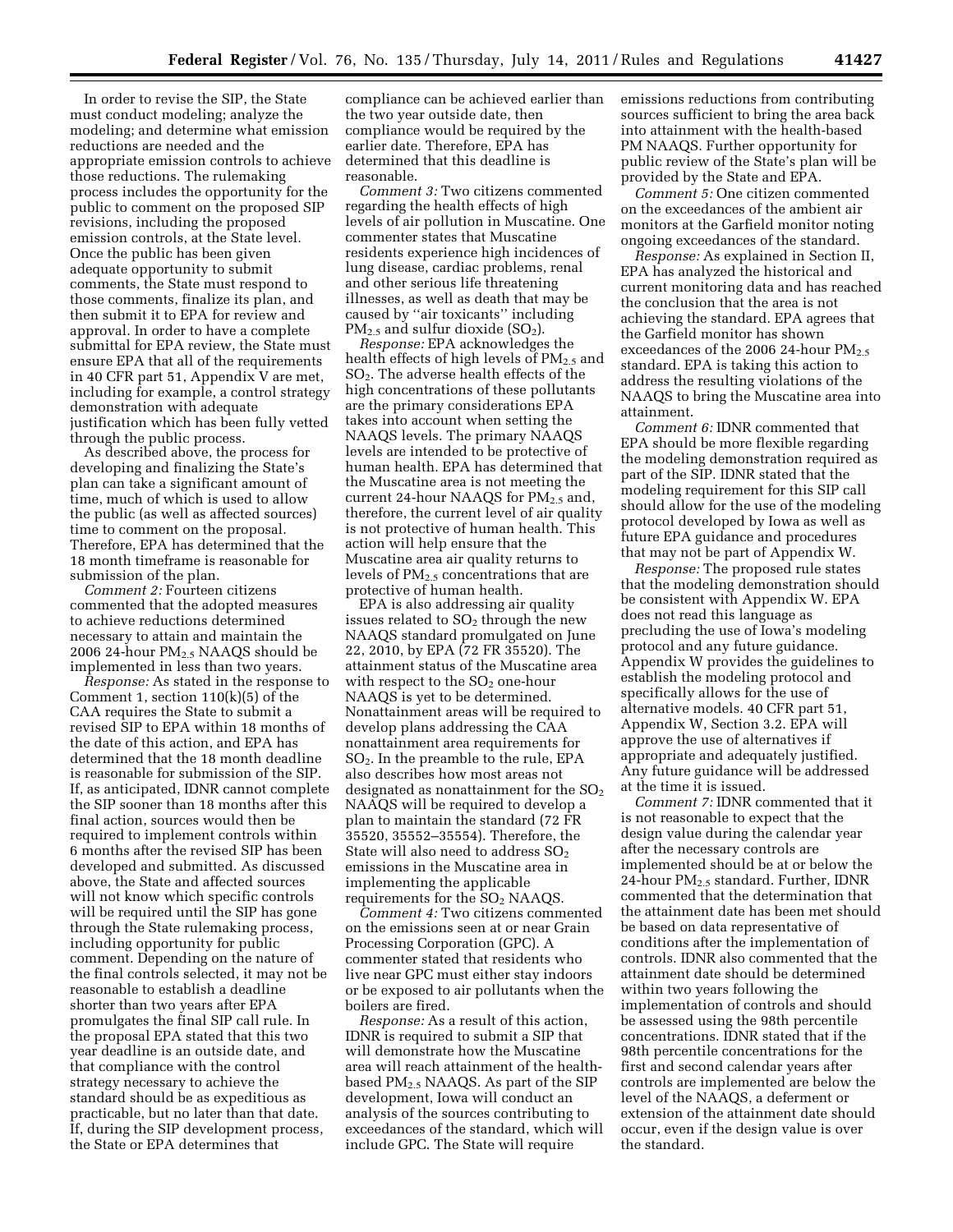In order to revise the SIP, the State must conduct modeling; analyze the modeling; and determine what emission reductions are needed and the appropriate emission controls to achieve those reductions. The rulemaking process includes the opportunity for the public to comment on the proposed SIP revisions, including the proposed emission controls, at the State level. Once the public has been given adequate opportunity to submit comments, the State must respond to those comments, finalize its plan, and then submit it to EPA for review and approval. In order to have a complete submittal for EPA review, the State must ensure EPA that all of the requirements in 40 CFR part 51, Appendix V are met, including for example, a control strategy demonstration with adequate justification which has been fully vetted through the public process.

As described above, the process for developing and finalizing the State's plan can take a significant amount of time, much of which is used to allow the public (as well as affected sources) time to comment on the proposal. Therefore, EPA has determined that the 18 month timeframe is reasonable for submission of the plan.

*Comment 2:* Fourteen citizens commented that the adopted measures to achieve reductions determined necessary to attain and maintain the 2006 24-hour $PM_{2.5}$ NAAQS should be implemented in less than two years.

*Response:* As stated in the response to Comment 1, section 110(k)(5) of the CAA requires the State to submit a revised SIP to EPA within 18 months of the date of this action, and EPA has determined that the 18 month deadline is reasonable for submission of the SIP. If, as anticipated, IDNR cannot complete the SIP sooner than 18 months after this final action, sources would then be required to implement controls within 6 months after the revised SIP has been developed and submitted. As discussed above, the State and affected sources will not know which specific controls will be required until the SIP has gone through the State rulemaking process, including opportunity for public comment. Depending on the nature of the final controls selected, it may not be reasonable to establish a deadline shorter than two years after EPA promulgates the final SIP call rule. In the proposal EPA stated that this two year deadline is an outside date, and that compliance with the control strategy necessary to achieve the standard should be as expeditious as practicable, but no later than that date. If, during the SIP development process, the State or EPA determines that compliance can be achieved earlier than the two year outside date, then compliance would be required by the earlier date. Therefore, EPA has determined that this deadline is reasonable.

*Comment 3:* Two citizens commented regarding the health effects of high levels of air pollution in Muscatine. One commenter states that Muscatine residents experience high incidences of lung disease, cardiac problems, renal and other serious life threatening illnesses, as well as death that may be caused by "air toxicants" including $PM_{2.5}$ and sulfur dioxide ($SO_2$).

*Response:* EPA acknowledges the health effects of high levels of $PM_{2.5}$ and $SO_2$. The adverse health effects of the high concentrations of these pollutants are the primary considerations EPA takes into account when setting the NAAQS levels. The primary NAAQS levels are intended to be protective of human health. EPA has determined that the Muscatine area is not meeting the current 24-hour NAAQS for $PM_{2.5}$ and, therefore, the current level of air quality is not protective of human health. This action will help ensure that the Muscatine area air quality returns to levels of $PM_{2.5}$ concentrations that are protective of human health.

EPA is also addressing air quality issues related to $SO_2$ through the new NAAQS standard promulgated on June 22, 2010, by EPA (72 FR 35520). The attainment status of the Muscatine area with respect to the $SO_2$ one-hour NAAQS is yet to be determined. Nonattainment areas will be required to develop plans addressing the CAA nonattainment area requirements for $SO_2$. In the preamble to the rule, EPA also describes how most areas not designated as nonattainment for the $SO_2$ NAAQS will be required to develop a plan to maintain the standard (72 FR 35520, 35552–35554). Therefore, the State will also need to address $SO_2$ emissions in the Muscatine area in implementing the applicable requirements for the $SO_2$ NAAQS.

*Comment 4:* Two citizens commented on the emissions seen at or near Grain Processing Corporation (GPC). A commenter stated that residents who live near GPC must either stay indoors or be exposed to air pollutants when the boilers are fired.

*Response:* As a result of this action, IDNR is required to submit a SIP that will demonstrate how the Muscatine area will reach attainment of the health-based $PM_{2.5}$ NAAQS. As part of the SIP development, Iowa will conduct an analysis of the sources contributing to exceedances of the standard, which will include GPC. The State will require emissions reductions from contributing sources sufficient to bring the area back into attainment with the health-based PM NAAQS. Further opportunity for public review of the State's plan will be provided by the State and EPA.

*Comment 5:* One citizen commented on the exceedances of the ambient air monitors at the Garfield monitor noting ongoing exceedances of the standard.

*Response:* As explained in Section II, EPA has analyzed the historical and current monitoring data and has reached the conclusion that the area is not achieving the standard. EPA agrees that the Garfield monitor has shown exceedances of the 2006 24-hour $PM_{2.5}$ standard. EPA is taking this action to address the resulting violations of the NAAQS to bring the Muscatine area into attainment.

*Comment 6:* IDNR commented that EPA should be more flexible regarding the modeling demonstration required as part of the SIP. IDNR stated that the modeling requirement for this SIP call should allow for the use of the modeling protocol developed by Iowa as well as future EPA guidance and procedures that may not be part of Appendix W.

*Response:* The proposed rule states that the modeling demonstration should be consistent with Appendix W. EPA does not read this language as precluding the use of Iowa's modeling protocol and any future guidance. Appendix W provides the guidelines to establish the modeling protocol and specifically allows for the use of alternative models. 40 CFR part 51, Appendix W, Section 3.2. EPA will approve the use of alternatives if appropriate and adequately justified. Any future guidance will be addressed at the time it is issued.

*Comment 7:* IDNR commented that it is not reasonable to expect that the design value during the calendar year after the necessary controls are implemented should be at or below the 24-hour $PM_{2.5}$ standard. Further, IDNR commented that the determination that the attainment date has been met should be based on data representative of conditions after the implementation of controls. IDNR also commented that the attainment date should be determined within two years following the implementation of controls and should be assessed using the 98th percentile concentrations. IDNR stated that if the 98th percentile concentrations for the first and second calendar years after controls are implemented are below the level of the NAAQS, a deferment or extension of the attainment date should occur, even if the design value is over the standard.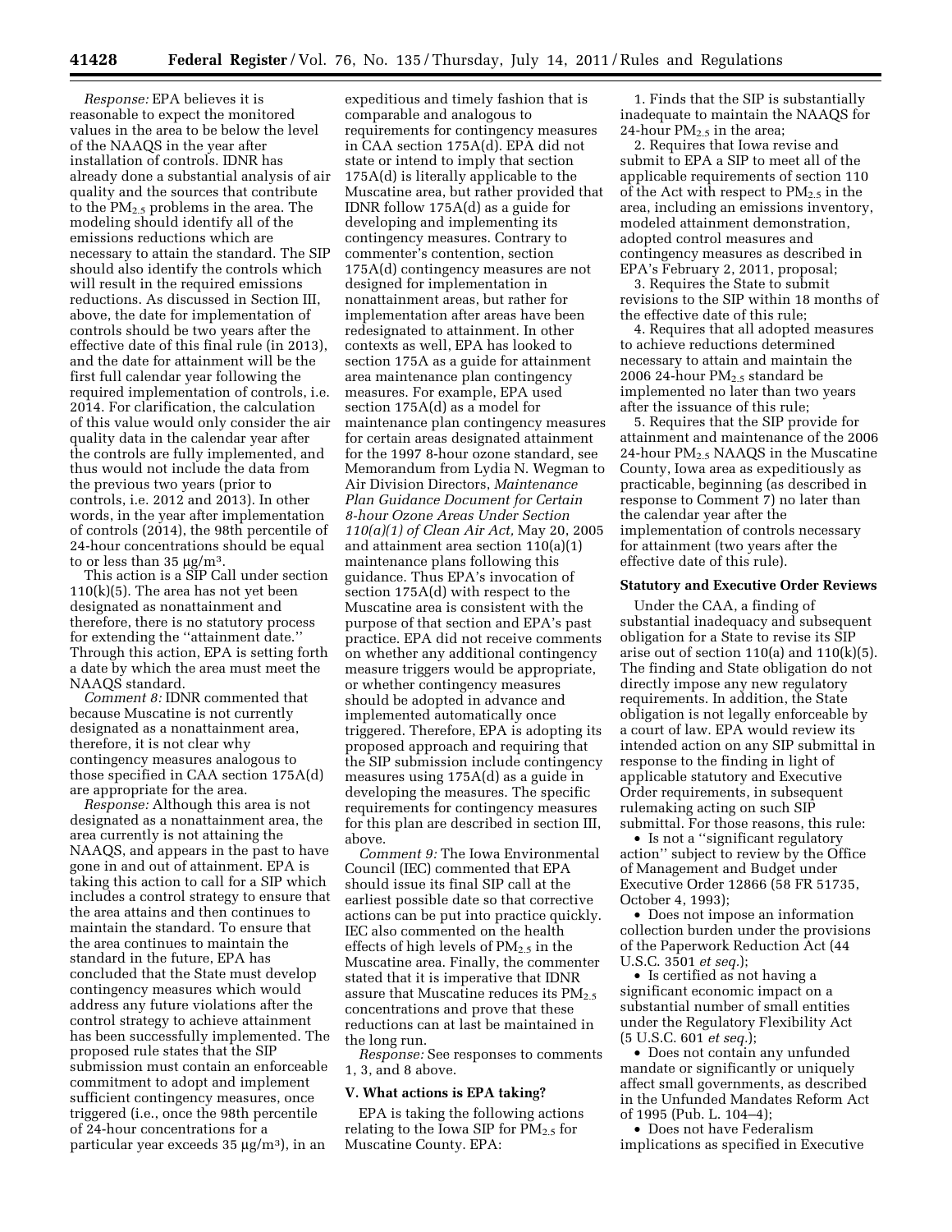*Response:* EPA believes it is reasonable to expect the monitored values in the area to be below the level of the NAAQS in the year after installation of controls. IDNR has already done a substantial analysis of air quality and the sources that contribute to the $PM_{2.5}$ problems in the area. The modeling should identify all of the emissions reductions which are necessary to attain the standard. The SIP should also identify the controls which will result in the required emissions reductions. As discussed in Section III, above, the date for implementation of controls should be two years after the effective date of this final rule (in 2013), and the date for attainment will be the first full calendar year following the required implementation of controls, i.e. 2014. For clarification, the calculation of this value would only consider the air quality data in the calendar year after the controls are fully implemented, and thus would not include the data from the previous two years (prior to controls, i.e. 2012 and 2013). In other words, in the year after implementation of controls (2014), the 98th percentile of 24-hour concentrations should be equal to or less than 35 $\mu g/m^3$.

This action is a SIP Call under section 110(k)(5). The area has not yet been designated as nonattainment and therefore, there is no statutory process for extending the "attainment date." Through this action, EPA is setting forth a date by which the area must meet the NAAQS standard.

*Comment 8:* IDNR commented that because Muscatine is not currently designated as a nonattainment area, therefore, it is not clear why contingency measures analogous to those specified in CAA section 175A(d) are appropriate for the area.

*Response:* Although this area is not designated as a nonattainment area, the area currently is not attaining the NAAQS, and appears in the past to have gone in and out of attainment. EPA is taking this action to call for a SIP which includes a control strategy to ensure that the area attains and then continues to maintain the standard. To ensure that the area continues to maintain the standard in the future, EPA has concluded that the State must develop contingency measures which would address any future violations after the control strategy to achieve attainment has been successfully implemented. The proposed rule states that the SIP submission must contain an enforceable commitment to adopt and implement sufficient contingency measures, once triggered (i.e., once the 98th percentile of 24-hour concentrations for a particular year exceeds 35 $\mu g/m^3$), in an expeditious and timely fashion that is comparable and analogous to requirements for contingency measures in CAA section 175A(d). EPA did not state or intend to imply that section 175A(d) is literally applicable to the Muscatine area, but rather provided that IDNR follow 175A(d) as a guide for developing and implementing its contingency measures. Contrary to commenter's contention, section 175A(d) contingency measures are not designed for implementation in nonattainment areas, but rather for implementation after areas have been redesignated to attainment. In other contexts as well, EPA has looked to section 175A as a guide for attainment area maintenance plan contingency measures. For example, EPA used section 175A(d) as a model for maintenance plan contingency measures for certain areas designated attainment for the 1997 8-hour ozone standard, see Memorandum from Lydia N. Wegman to Air Division Directors, *Maintenance Plan Guidance Document for Certain 8-hour Ozone Areas Under Section 110(a)(1) of Clean Air Act,* May 20, 2005 and attainment area section 110(a)(1) maintenance plans following this guidance. Thus EPA's invocation of section 175A(d) with respect to the Muscatine area is consistent with the purpose of that section and EPA's past practice. EPA did not receive comments on whether any additional contingency measure triggers would be appropriate, or whether contingency measures should be adopted in advance and implemented automatically once triggered. Therefore, EPA is adopting its proposed approach and requiring that the SIP submission include contingency measures using 175A(d) as a guide in developing the measures. The specific requirements for contingency measures for this plan are described in section III, above.

*Comment 9:* The Iowa Environmental Council (IEC) commented that EPA should issue its final SIP call at the earliest possible date so that corrective actions can be put into practice quickly. IEC also commented on the health effects of high levels of $PM_{2.5}$ in the Muscatine area. Finally, the commenter stated that it is imperative that IDNR assure that Muscatine reduces its $PM_{2.5}$ concentrations and prove that these reductions can at last be maintained in the long run.

*Response:* See responses to comments 1, 3, and 8 above.

## V. What actions is EPA taking?

EPA is taking the following actions relating to the Iowa SIP for $PM_{2.5}$ for Muscatine County. EPA:

1. Finds that the SIP is substantially inadequate to maintain the NAAQS for 24-hour $PM_{2.5}$ in the area;
2. Requires that Iowa revise and submit to EPA a SIP to meet all of the applicable requirements of section 110 of the Act with respect to $PM_{2.5}$ in the area, including an emissions inventory, modeled attainment demonstration, adopted control measures and contingency measures as described in EPA's February 2, 2011, proposal;
3. Requires the State to submit revisions to the SIP within 18 months of the effective date of this rule;
4. Requires that all adopted measures to achieve reductions determined necessary to attain and maintain the 2006 24-hour $PM_{2.5}$ standard be implemented no later than two years after the issuance of this rule;
5. Requires that the SIP provide for attainment and maintenance of the 2006 24-hour $PM_{2.5}$ NAAQS in the Muscatine County, Iowa area as expeditiously as practicable, beginning (as described in response to Comment 7) no later than the calendar year after the implementation of controls necessary for attainment (two years after the effective date of this rule).

### Statutory and Executive Order Reviews

Under the CAA, a finding of substantial inadequacy and subsequent obligation for a State to revise its SIP arise out of section 110(a) and 110(k)(5). The finding and State obligation do not directly impose any new regulatory requirements. In addition, the State obligation is not legally enforceable by a court of law. EPA would review its intended action on any SIP submittal in response to the finding in light of applicable statutory and Executive Order requirements, in subsequent rulemaking acting on such SIP submittal. For those reasons, this rule:

- Is not a "significant regulatory action" subject to review by the Office of Management and Budget under Executive Order 12866 (58 FR 51735, October 4, 1993);
- Does not impose an information collection burden under the provisions of the Paperwork Reduction Act (44 U.S.C. 3501 *et seq.*);
- Is certified as not having a significant economic impact on a substantial number of small entities under the Regulatory Flexibility Act (5 U.S.C. 601 *et seq.*);
- Does not contain any unfunded mandate or significantly or uniquely affect small governments, as described in the Unfunded Mandates Reform Act of 1995 (Pub. L. 104–4);
- Does not have Federalism implications as specified in Executive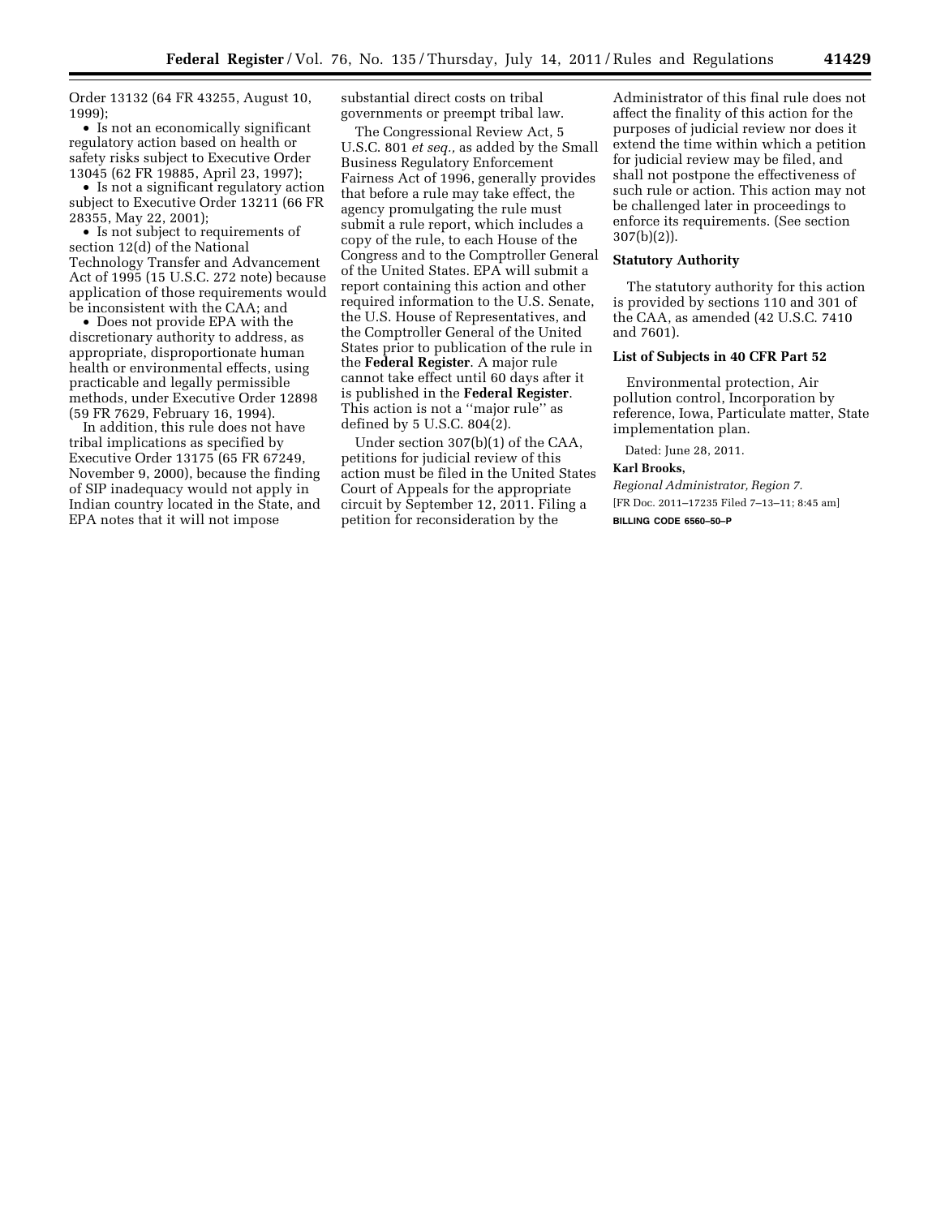Order 13132 (64 FR 43255, August 10, 1999);

- Is not an economically significant regulatory action based on health or safety risks subject to Executive Order 13045 (62 FR 19885, April 23, 1997);
- Is not a significant regulatory action subject to Executive Order 13211 (66 FR 28355, May 22, 2001);
- Is not subject to requirements of section 12(d) of the National Technology Transfer and Advancement Act of 1995 (15 U.S.C. 272 note) because application of those requirements would be inconsistent with the CAA; and
- Does not provide EPA with the discretionary authority to address, as appropriate, disproportionate human health or environmental effects, using practicable and legally permissible methods, under Executive Order 12898 (59 FR 7629, February 16, 1994).

In addition, this rule does not have tribal implications as specified by Executive Order 13175 (65 FR 67249, November 9, 2000), because the finding of SIP inadequacy would not apply in Indian country located in the State, and EPA notes that it will not impose substantial direct costs on tribal governments or preempt tribal law.

The Congressional Review Act, 5 U.S.C. 801 *et seq.,* as added by the Small Business Regulatory Enforcement Fairness Act of 1996, generally provides that before a rule may take effect, the agency promulgating the rule must submit a rule report, which includes a copy of the rule, to each House of the Congress and to the Comptroller General of the United States. EPA will submit a report containing this action and other required information to the U.S. Senate, the U.S. House of Representatives, and the Comptroller General of the United States prior to publication of the rule in the **Federal Register**. A major rule cannot take effect until 60 days after it is published in the **Federal Register**. This action is not a ''major rule'' as defined by 5 U.S.C. 804(2).

Under section 307(b)(1) of the CAA, petitions for judicial review of this action must be filed in the United States Court of Appeals for the appropriate circuit by September 12, 2011. Filing a petition for reconsideration by the Administrator of this final rule does not affect the finality of this action for the purposes of judicial review nor does it extend the time within which a petition for judicial review may be filed, and shall not postpone the effectiveness of such rule or action. This action may not be challenged later in proceedings to enforce its requirements. (See section 307(b)(2)).

**Statutory Authority**

The statutory authority for this action is provided by sections 110 and 301 of the CAA, as amended (42 U.S.C. 7410 and 7601).

**List of Subjects in 40 CFR Part 52**

Environmental protection, Air pollution control, Incorporation by reference, Iowa, Particulate matter, State implementation plan.

Dated: June 28, 2011.

**Karl Brooks,**

*Regional Administrator, Region 7.*

[FR Doc. 2011–17235 Filed 7–13–11; 8:45 am]

**BILLING CODE 6560–50–P**